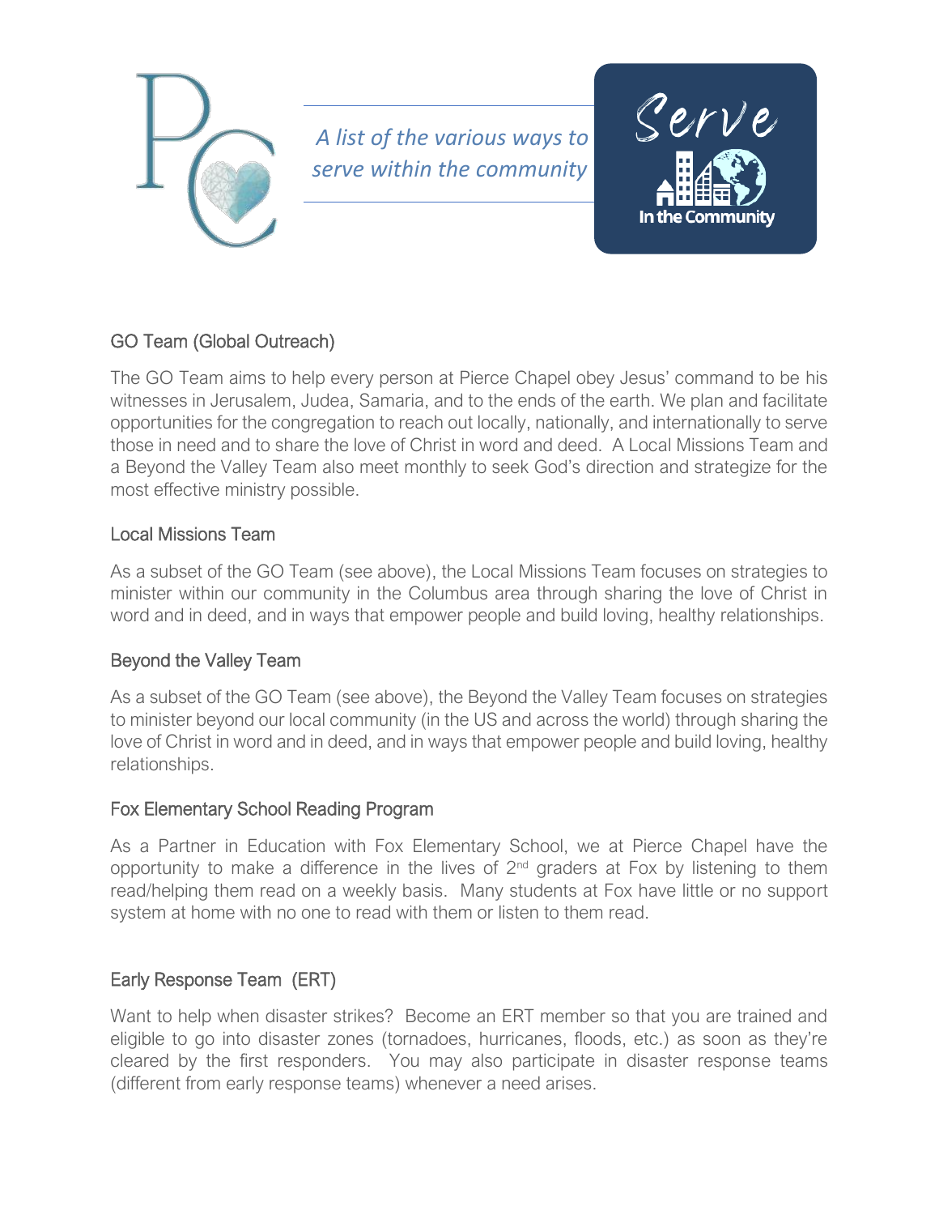*A list of the various ways to serve within the community*

Serve

In the Community

## GO Team (Global Outreach)

The GO Team aims to help every person at Pierce Chapel obey Jesus' command to be his witnesses in Jerusalem, Judea, Samaria, and to the ends of the earth. We plan and facilitate opportunities for the congregation to reach out locally, nationally, and internationally to serve those in need and to share the love of Christ in word and deed. A Local Missions Team and a Beyond the Valley Team also meet monthly to seek God's direction and strategize for the most effective ministry possible.

## Local Missions Team

As a subset of the GO Team (see above), the Local Missions Team focuses on strategies to minister within our community in the Columbus area through sharing the love of Christ in word and in deed, and in ways that empower people and build loving, healthy relationships.

## Beyond the Valley Team

As a subset of the GO Team (see above), the Beyond the Valley Team focuses on strategies to minister beyond our local community (in the US and across the world) through sharing the love of Christ in word and in deed, and in ways that empower people and build loving, healthy relationships.

## Fox Elementary School Reading Program

As a Partner in Education with Fox Elementary School, we at Pierce Chapel have the opportunity to make a difference in the lives of 2nd graders at Fox by listening to them read/helping them read on a weekly basis. Many students at Fox have little or no support system at home with no one to read with them or listen to them read.

## Early Response Team (ERT)

Want to help when disaster strikes? Become an ERT member so that you are trained and eligible to go into disaster zones (tornadoes, hurricanes, floods, etc.) as soon as they're cleared by the first responders. You may also participate in disaster response teams (different from early response teams) whenever a need arises.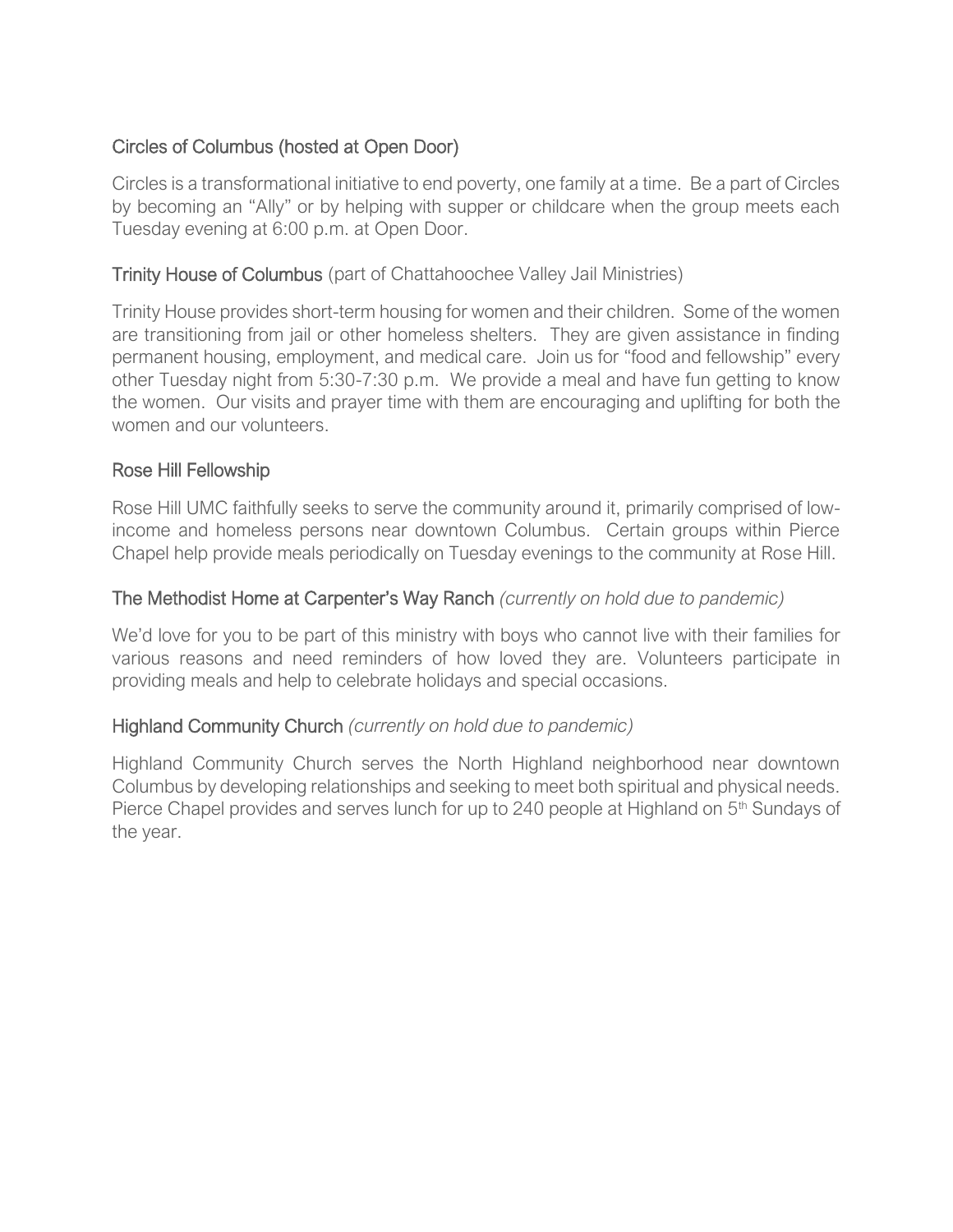### Circles of Columbus (hosted at Open Door)

Circles is a transformational initiative to end poverty, one family at a time. Be a part of Circles by becoming an "Ally" or by helping with supper or childcare when the group meets each Tuesday evening at 6:00 p.m. at Open Door.

### Trinity House of Columbus (part of Chattahoochee Valley Jail Ministries)

Trinity House provides short-term housing for women and their children. Some of the women are transitioning from jail or other homeless shelters. They are given assistance in finding permanent housing, employment, and medical care. Join us for "food and fellowship" every other Tuesday night from 5:30-7:30 p.m. We provide a meal and have fun getting to know the women. Our visits and prayer time with them are encouraging and uplifting for both the women and our volunteers.

### Rose Hill Fellowship

Rose Hill UMC faithfully seeks to serve the community around it, primarily comprised of low-income and homeless persons near downtown Columbus. Certain groups within Pierce Chapel help provide meals periodically on Tuesday evenings to the community at Rose Hill.

### The Methodist Home at Carpenter's Way Ranch *(currently on hold due to pandemic)*

We'd love for you to be part of this ministry with boys who cannot live with their families for various reasons and need reminders of how loved they are. Volunteers participate in providing meals and help to celebrate holidays and special occasions.

### Highland Community Church *(currently on hold due to pandemic)*

Highland Community Church serves the North Highland neighborhood near downtown Columbus by developing relationships and seeking to meet both spiritual and physical needs. Pierce Chapel provides and serves lunch for up to 240 people at Highland on 5th Sundays of the year.